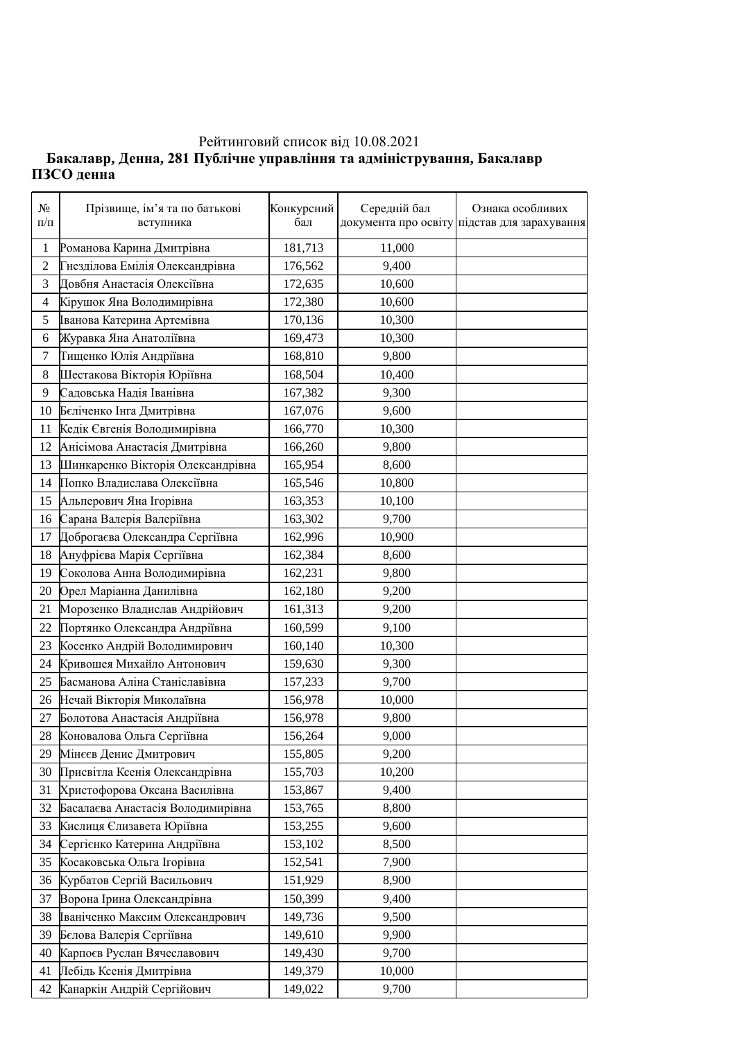Рейтинговий список від 10.08.2021

**Бакалавр, Денна, 281 Публічне управління та адміністрування, Бакалавр ПЗСО денна**

| № п/п | Прізвище, ім'я та по батькові вступника | Конкурсний бал | Середній бал документа про освіту | Ознака особливих підстав для зарахування |
|---|---|---|---|---|
| 1 | Романова Карина Дмитрівна | 181,713 | 11,000 | |
| 2 | Гнезділова Емілія Олександрівна | 176,562 | 9,400 | |
| 3 | Довбня Анастасія Олексіївна | 172,635 | 10,600 | |
| 4 | Кірушок Яна Володимирівна | 172,380 | 10,600 | |
| 5 | Іванова Катерина Артемівна | 170,136 | 10,300 | |
| 6 | Журавка Яна Анатоліївна | 169,473 | 10,300 | |
| 7 | Тищенко Юлія Андріївна | 168,810 | 9,800 | |
| 8 | Шестакова Вікторія Юріївна | 168,504 | 10,400 | |
| 9 | Садовська Надія Іванівна | 167,382 | 9,300 | |
| 10 | Бєліченко Інга Дмитрівна | 167,076 | 9,600 | |
| 11 | Кедік Євгенія Володимирівна | 166,770 | 10,300 | |
| 12 | Анісімова Анастасія Дмитрівна | 166,260 | 9,800 | |
| 13 | Шинкаренко Вікторія Олександрівна | 165,954 | 8,600 | |
| 14 | Попко Владислава Олексіївна | 165,546 | 10,800 | |
| 15 | Альперович Яна Ігорівна | 163,353 | 10,100 | |
| 16 | Сарана Валерія Валеріївна | 163,302 | 9,700 | |
| 17 | Доброгаєва Олександра Сергіївна | 162,996 | 10,900 | |
| 18 | Ануфрієва Марія Сергіївна | 162,384 | 8,600 | |
| 19 | Соколова Анна Володимирівна | 162,231 | 9,800 | |
| 20 | Орел Маріанна Данилівна | 162,180 | 9,200 | |
| 21 | Морозенко Владислав Андрійович | 161,313 | 9,200 | |
| 22 | Портянко Олександра Андріївна | 160,599 | 9,100 | |
| 23 | Косенко Андрій Володимирович | 160,140 | 10,300 | |
| 24 | Кривошея Михайло Антонович | 159,630 | 9,300 | |
| 25 | Басманова Аліна Станіславівна | 157,233 | 9,700 | |
| 26 | Нечай Вікторія Миколаївна | 156,978 | 10,000 | |
| 27 | Болотова Анастасія Андріївна | 156,978 | 9,800 | |
| 28 | Коновалова Ольга Сергіївна | 156,264 | 9,000 | |
| 29 | Мінєєв Денис Дмитрович | 155,805 | 9,200 | |
| 30 | Присвітла Ксенія Олександрівна | 155,703 | 10,200 | |
| 31 | Христофорова Оксана Василівна | 153,867 | 9,400 | |
| 32 | Басалаєва Анастасія Володимирівна | 153,765 | 8,800 | |
| 33 | Кислиця Єлизавета Юріївна | 153,255 | 9,600 | |
| 34 | Сергієнко Катерина Андріївна | 153,102 | 8,500 | |
| 35 | Косаковська Ольга Ігорівна | 152,541 | 7,900 | |
| 36 | Курбатов Сергій Васильович | 151,929 | 8,900 | |
| 37 | Ворона Ірина Олександрівна | 150,399 | 9,400 | |
| 38 | Іваніченко Максим Олександрович | 149,736 | 9,500 | |
| 39 | Бєлова Валерія Сергіївна | 149,610 | 9,900 | |
| 40 | Карпоєв Руслан Вячеславович | 149,430 | 9,700 | |
| 41 | Лебідь Ксенія Дмитрівна | 149,379 | 10,000 | |
| 42 | Канаркін Андрій Сергійович | 149,022 | 9,700 | |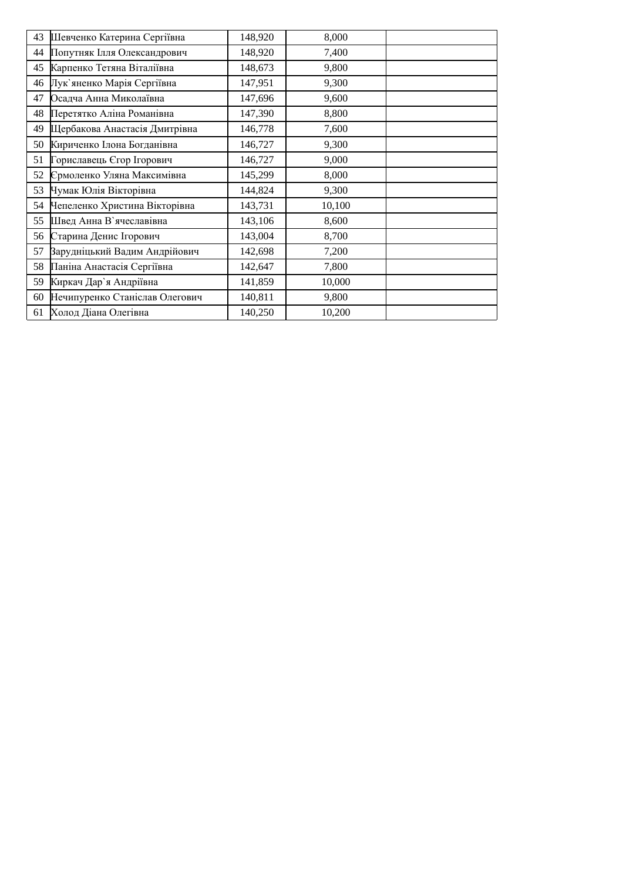| | | | | |
|---|---|---|---|---|
| 43 | Шевченко Катерина Сергіївна | 148,920 | 8,000 | |
| 44 | Попутняк Ілля Олександрович | 148,920 | 7,400 | |
| 45 | Карпенко Тетяна Віталіївна | 148,673 | 9,800 | |
| 46 | Лук`яненко Марія Сергіївна | 147,951 | 9,300 | |
| 47 | Осадча Анна Миколаївна | 147,696 | 9,600 | |
| 48 | Перетятко Аліна Романівна | 147,390 | 8,800 | |
| 49 | Щербакова Анастасія Дмитрівна | 146,778 | 7,600 | |
| 50 | Кириченко Ілона Богданівна | 146,727 | 9,300 | |
| 51 | Гориславець Єгор Ігорович | 146,727 | 9,000 | |
| 52 | Єрмоленко Уляна Максимівна | 145,299 | 8,000 | |
| 53 | Чумак Юлія Вікторівна | 144,824 | 9,300 | |
| 54 | Чепеленко Христина Вікторівна | 143,731 | 10,100 | |
| 55 | Швед Анна В`ячеславівна | 143,106 | 8,600 | |
| 56 | Старина Денис Ігорович | 143,004 | 8,700 | |
| 57 | Зарудніцький Вадим Андрійович | 142,698 | 7,200 | |
| 58 | Паніна Анастасія Сергіївна | 142,647 | 7,800 | |
| 59 | Киркач Дар`я Андріївна | 141,859 | 10,000 | |
| 60 | Нечипуренко Станіслав Олегович | 140,811 | 9,800 | |
| 61 | Холод Діана Олегівна | 140,250 | 10,200 | |